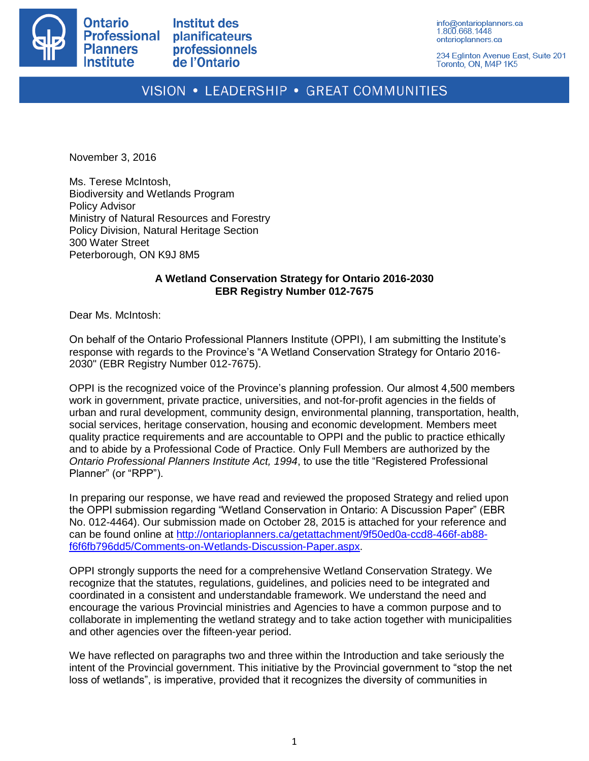Ontario Professional Planners Institute | Institut des planificateurs professionnels de l'Ontario

info@ontarioplanners.ca
1.800.668.1448
ontarioplanners.ca

234 Eglinton Avenue East, Suite 201
Toronto, ON, M4P 1K5

VISION • LEADERSHIP • GREAT COMMUNITIES

November 3, 2016

Ms. Terese McIntosh,
Biodiversity and Wetlands Program
Policy Advisor
Ministry of Natural Resources and Forestry
Policy Division, Natural Heritage Section
300 Water Street
Peterborough, ON K9J 8M5

**A Wetland Conservation Strategy for Ontario 2016-2030**
**EBR Registry Number 012-7675**

Dear Ms. McIntosh:

On behalf of the Ontario Professional Planners Institute (OPPI), I am submitting the Institute's response with regards to the Province's "A Wetland Conservation Strategy for Ontario 2016-2030" (EBR Registry Number 012-7675).

OPPI is the recognized voice of the Province's planning profession. Our almost 4,500 members work in government, private practice, universities, and not-for-profit agencies in the fields of urban and rural development, community design, environmental planning, transportation, health, social services, heritage conservation, housing and economic development. Members meet quality practice requirements and are accountable to OPPI and the public to practice ethically and to abide by a Professional Code of Practice. Only Full Members are authorized by the *Ontario Professional Planners Institute Act, 1994*, to use the title "Registered Professional Planner" (or "RPP").

In preparing our response, we have read and reviewed the proposed Strategy and relied upon the OPPI submission regarding "Wetland Conservation in Ontario: A Discussion Paper" (EBR No. 012-4464). Our submission made on October 28, 2015 is attached for your reference and can be found online at [http://ontarioplanners.ca/getattachment/9f50ed0a-ccd8-466f-ab88-f6f6fb796dd5/Comments-on-Wetlands-Discussion-Paper.aspx](http://ontarioplanners.ca/getattachment/9f50ed0a-ccd8-466f-ab88-f6f6fb796dd5/Comments-on-Wetlands-Discussion-Paper.aspx).

OPPI strongly supports the need for a comprehensive Wetland Conservation Strategy. We recognize that the statutes, regulations, guidelines, and policies need to be integrated and coordinated in a consistent and understandable framework. We understand the need and encourage the various Provincial ministries and Agencies to have a common purpose and to collaborate in implementing the wetland strategy and to take action together with municipalities and other agencies over the fifteen-year period.

We have reflected on paragraphs two and three within the Introduction and take seriously the intent of the Provincial government. This initiative by the Provincial government to "stop the net loss of wetlands", is imperative, provided that it recognizes the diversity of communities in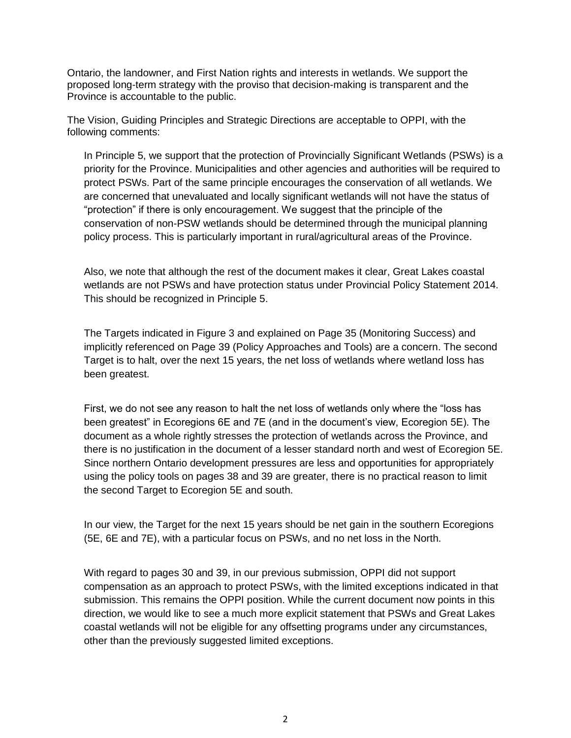Ontario, the landowner, and First Nation rights and interests in wetlands. We support the proposed long-term strategy with the proviso that decision-making is transparent and the Province is accountable to the public.

The Vision, Guiding Principles and Strategic Directions are acceptable to OPPI, with the following comments:

In Principle 5, we support that the protection of Provincially Significant Wetlands (PSWs) is a priority for the Province. Municipalities and other agencies and authorities will be required to protect PSWs. Part of the same principle encourages the conservation of all wetlands. We are concerned that unevaluated and locally significant wetlands will not have the status of "protection" if there is only encouragement. We suggest that the principle of the conservation of non-PSW wetlands should be determined through the municipal planning policy process. This is particularly important in rural/agricultural areas of the Province.

Also, we note that although the rest of the document makes it clear, Great Lakes coastal wetlands are not PSWs and have protection status under Provincial Policy Statement 2014. This should be recognized in Principle 5.

The Targets indicated in Figure 3 and explained on Page 35 (Monitoring Success) and implicitly referenced on Page 39 (Policy Approaches and Tools) are a concern. The second Target is to halt, over the next 15 years, the net loss of wetlands where wetland loss has been greatest.

First, we do not see any reason to halt the net loss of wetlands only where the "loss has been greatest" in Ecoregions 6E and 7E (and in the document's view, Ecoregion 5E). The document as a whole rightly stresses the protection of wetlands across the Province, and there is no justification in the document of a lesser standard north and west of Ecoregion 5E. Since northern Ontario development pressures are less and opportunities for appropriately using the policy tools on pages 38 and 39 are greater, there is no practical reason to limit the second Target to Ecoregion 5E and south.

In our view, the Target for the next 15 years should be net gain in the southern Ecoregions (5E, 6E and 7E), with a particular focus on PSWs, and no net loss in the North.

With regard to pages 30 and 39, in our previous submission, OPPI did not support compensation as an approach to protect PSWs, with the limited exceptions indicated in that submission. This remains the OPPI position. While the current document now points in this direction, we would like to see a much more explicit statement that PSWs and Great Lakes coastal wetlands will not be eligible for any offsetting programs under any circumstances, other than the previously suggested limited exceptions.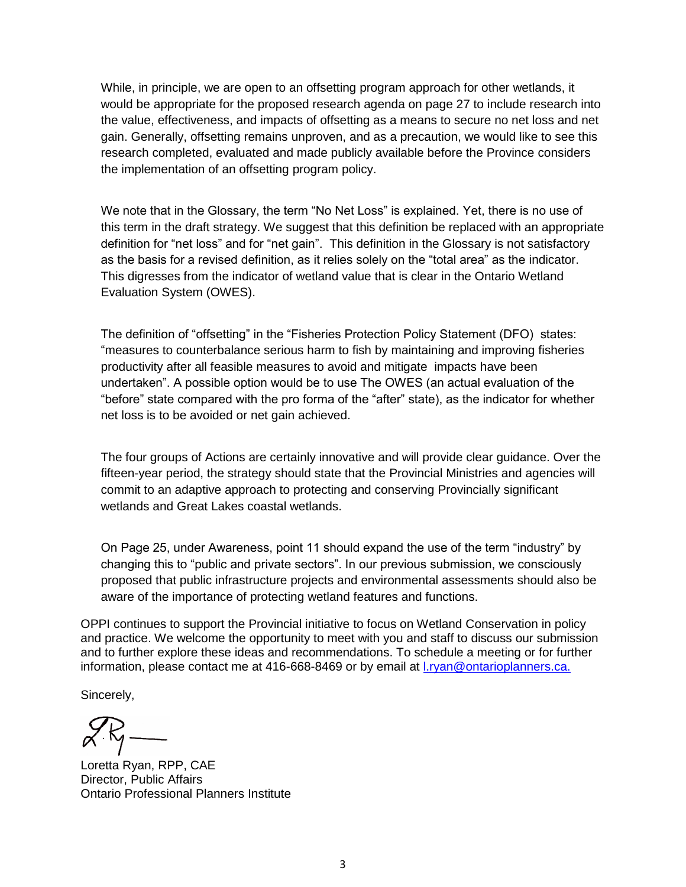While, in principle, we are open to an offsetting program approach for other wetlands, it would be appropriate for the proposed research agenda on page 27 to include research into the value, effectiveness, and impacts of offsetting as a means to secure no net loss and net gain. Generally, offsetting remains unproven, and as a precaution, we would like to see this research completed, evaluated and made publicly available before the Province considers the implementation of an offsetting program policy.

We note that in the Glossary, the term "No Net Loss" is explained. Yet, there is no use of this term in the draft strategy. We suggest that this definition be replaced with an appropriate definition for "net loss" and for "net gain". This definition in the Glossary is not satisfactory as the basis for a revised definition, as it relies solely on the "total area" as the indicator. This digresses from the indicator of wetland value that is clear in the Ontario Wetland Evaluation System (OWES).

The definition of "offsetting" in the "Fisheries Protection Policy Statement (DFO) states: "measures to counterbalance serious harm to fish by maintaining and improving fisheries productivity after all feasible measures to avoid and mitigate impacts have been undertaken". A possible option would be to use The OWES (an actual evaluation of the "before" state compared with the pro forma of the "after" state), as the indicator for whether net loss is to be avoided or net gain achieved.

The four groups of Actions are certainly innovative and will provide clear guidance. Over the fifteen-year period, the strategy should state that the Provincial Ministries and agencies will commit to an adaptive approach to protecting and conserving Provincially significant wetlands and Great Lakes coastal wetlands.

On Page 25, under Awareness, point 11 should expand the use of the term "industry" by changing this to "public and private sectors". In our previous submission, we consciously proposed that public infrastructure projects and environmental assessments should also be aware of the importance of protecting wetland features and functions.

OPPI continues to support the Provincial initiative to focus on Wetland Conservation in policy and practice. We welcome the opportunity to meet with you and staff to discuss our submission and to further explore these ideas and recommendations. To schedule a meeting or for further information, please contact me at 416-668-8469 or by email at l.ryan@ontarioplanners.ca.

Sincerely,

Loretta Ryan, RPP, CAE
Director, Public Affairs
Ontario Professional Planners Institute